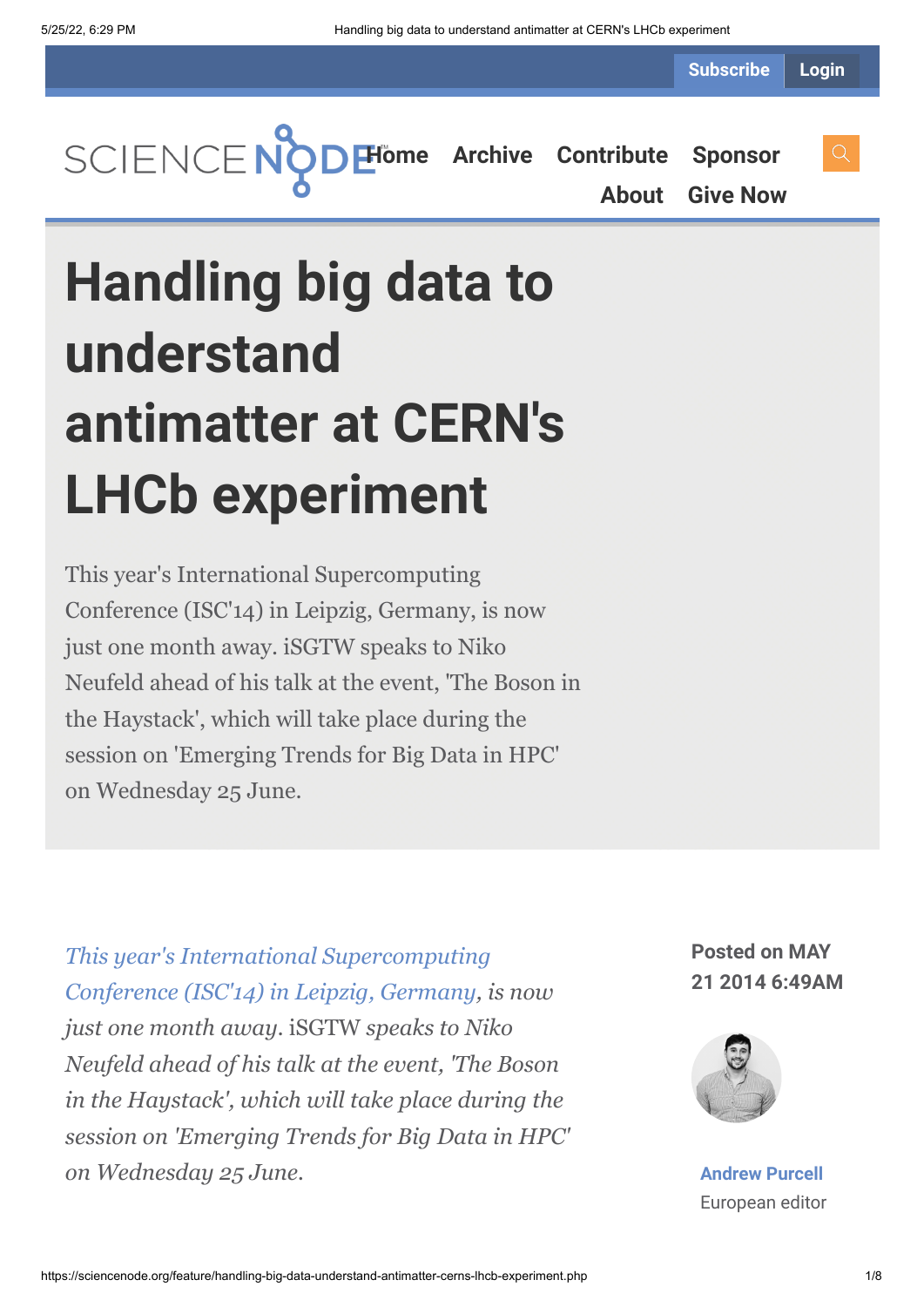Subscribe Login

Home Archive Contribute Sponsor About Give Now

# Handling big data to understand antimatter at CERN's LHCb experiment

This year's International Supercomputing Conference (ISC'14) in Leipzig, Germany, is now just one month away. iSGTW speaks to Niko Neufeld ahead of his talk at the event, 'The Boson in the Haystack', which will take place during the session on 'Emerging Trends for Big Data in HPC' on Wednesday 25 June.

*This year's International Supercomputing Conference (ISC'14) in Leipzig, Germany, is now just one month away.* iSGTW *speaks to Niko Neufeld ahead of his talk at the event, 'The Boson in the Haystack', which will take place during the session on 'Emerging Trends for Big Data in HPC' on Wednesday 25 June.*

**Posted on MAY 21 2014 6:49AM**

**Andrew Purcell**
European editor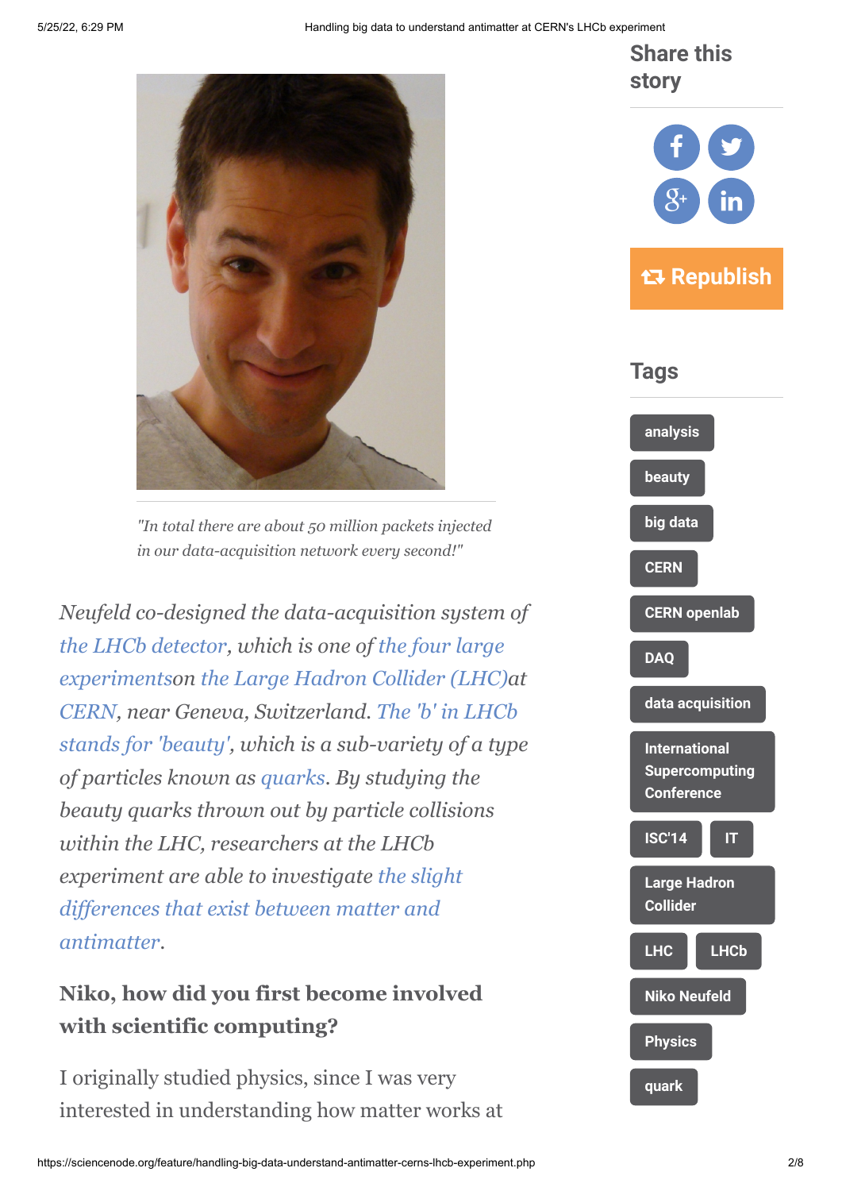*"In total there are about 50 million packets injected in our data-acquisition network every second!"*

*Neufeld co-designed the data-acquisition system of the LHCb detector, which is one of the four large experimentson the Large Hadron Collider (LHC)at CERN, near Geneva, Switzerland. The 'b' in LHCb stands for 'beauty', which is a sub-variety of a type of particles known as quarks. By studying the beauty quarks thrown out by particle collisions within the LHC, researchers at the LHCb experiment are able to investigate the slight differences that exist between matter and antimatter.*

**Niko, how did you first become involved with scientific computing?**

I originally studied physics, since I was very interested in understanding how matter works at

## Share this story

Republish

## Tags

analysis

beauty

big data

CERN

CERN openlab

DAQ

data acquisition

International Supercomputing Conference

ISC'14

IT

Large Hadron Collider

LHC

LHCb

Niko Neufeld

Physics

quark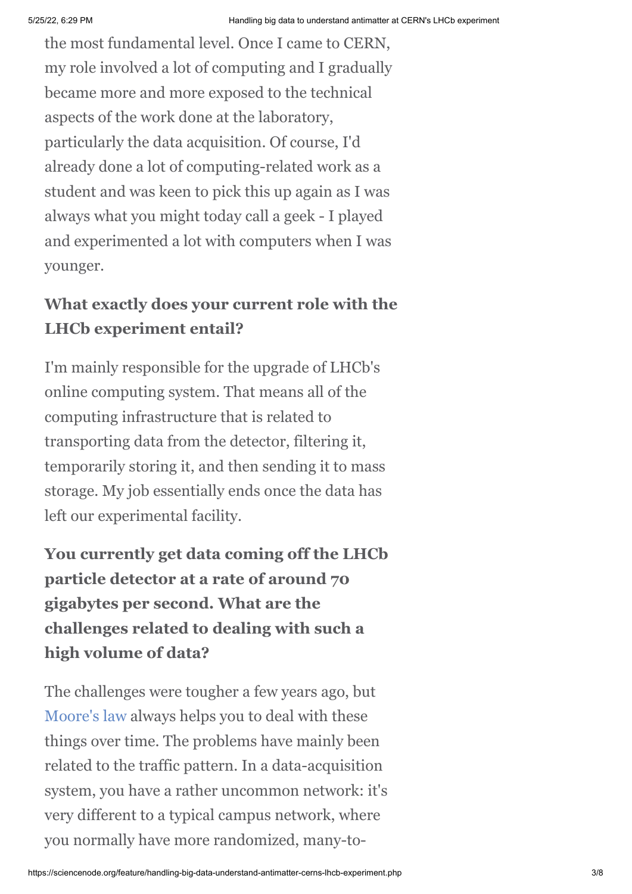the most fundamental level. Once I came to CERN, my role involved a lot of computing and I gradually became more and more exposed to the technical aspects of the work done at the laboratory, particularly the data acquisition. Of course, I'd already done a lot of computing-related work as a student and was keen to pick this up again as I was always what you might today call a geek - I played and experimented a lot with computers when I was younger.

**What exactly does your current role with the LHCb experiment entail?**

I'm mainly responsible for the upgrade of LHCb's online computing system. That means all of the computing infrastructure that is related to transporting data from the detector, filtering it, temporarily storing it, and then sending it to mass storage. My job essentially ends once the data has left our experimental facility.

**You currently get data coming off the LHCb particle detector at a rate of around 70 gigabytes per second. What are the challenges related to dealing with such a high volume of data?**

The challenges were tougher a few years ago, but Moore's law always helps you to deal with these things over time. The problems have mainly been related to the traffic pattern. In a data-acquisition system, you have a rather uncommon network: it's very different to a typical campus network, where you normally have more randomized, many-to-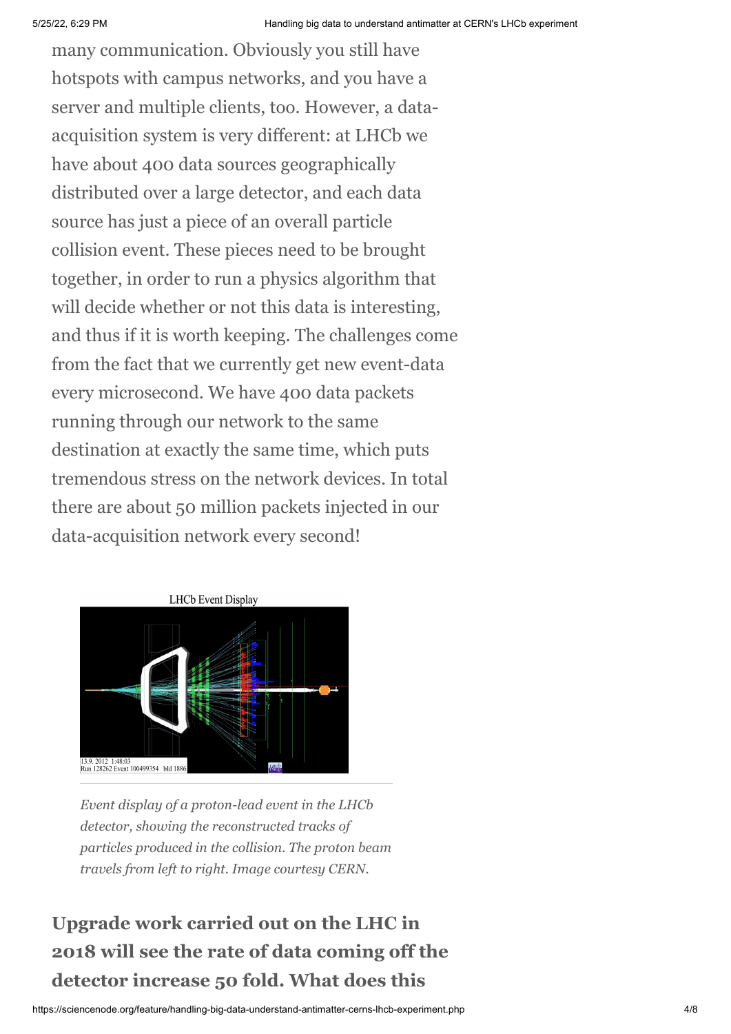many communication. Obviously you still have hotspots with campus networks, and you have a server and multiple clients, too. However, a data-acquisition system is very different: at LHCb we have about 400 data sources geographically distributed over a large detector, and each data source has just a piece of an overall particle collision event. These pieces need to be brought together, in order to run a physics algorithm that will decide whether or not this data is interesting, and thus if it is worth keeping. The challenges come from the fact that we currently get new event-data every microsecond. We have 400 data packets running through our network to the same destination at exactly the same time, which puts tremendous stress on the network devices. In total there are about 50 million packets injected in our data-acquisition network every second!

*Event display of a proton-lead event in the LHCb detector, showing the reconstructed tracks of particles produced in the collision. The proton beam travels from left to right. Image courtesy CERN.*

**Upgrade work carried out on the LHC in 2018 will see the rate of data coming off the detector increase 50 fold. What does this**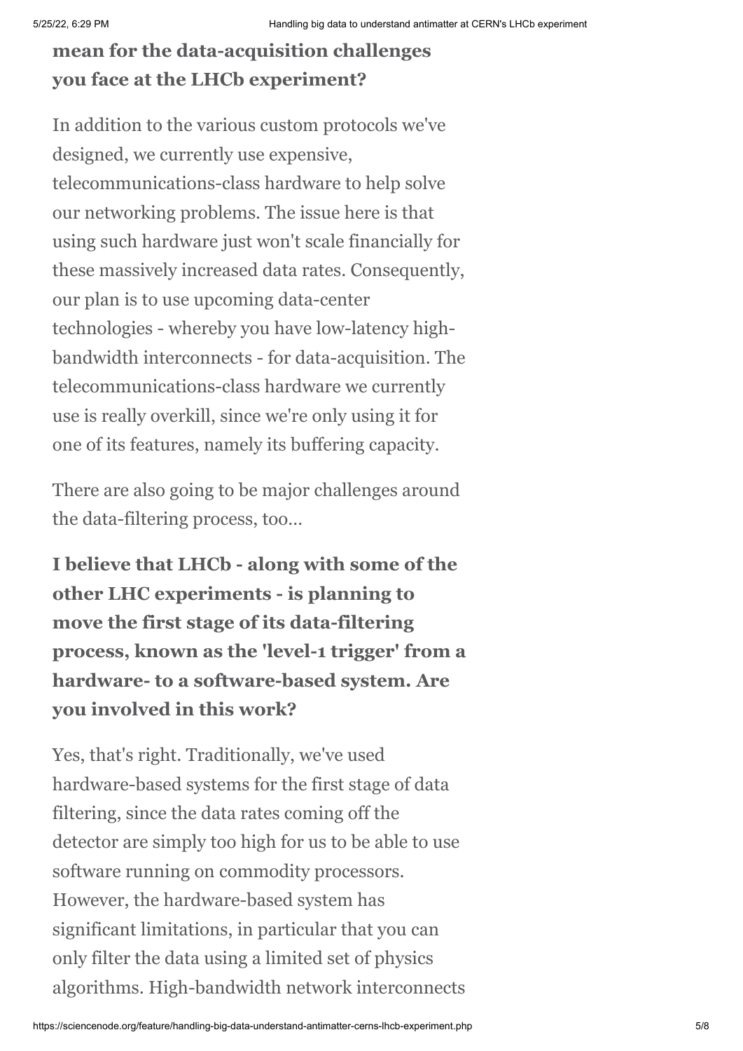**mean for the data-acquisition challenges you face at the LHCb experiment?**

In addition to the various custom protocols we've designed, we currently use expensive, telecommunications-class hardware to help solve our networking problems. The issue here is that using such hardware just won't scale financially for these massively increased data rates. Consequently, our plan is to use upcoming data-center technologies - whereby you have low-latency high-bandwidth interconnects - for data-acquisition. The telecommunications-class hardware we currently use is really overkill, since we're only using it for one of its features, namely its buffering capacity.

There are also going to be major challenges around the data-filtering process, too…

**I believe that LHCb - along with some of the other LHC experiments - is planning to move the first stage of its data-filtering process, known as the 'level-1 trigger' from a hardware- to a software-based system. Are you involved in this work?**

Yes, that's right. Traditionally, we've used hardware-based systems for the first stage of data filtering, since the data rates coming off the detector are simply too high for us to be able to use software running on commodity processors. However, the hardware-based system has significant limitations, in particular that you can only filter the data using a limited set of physics algorithms. High-bandwidth network interconnects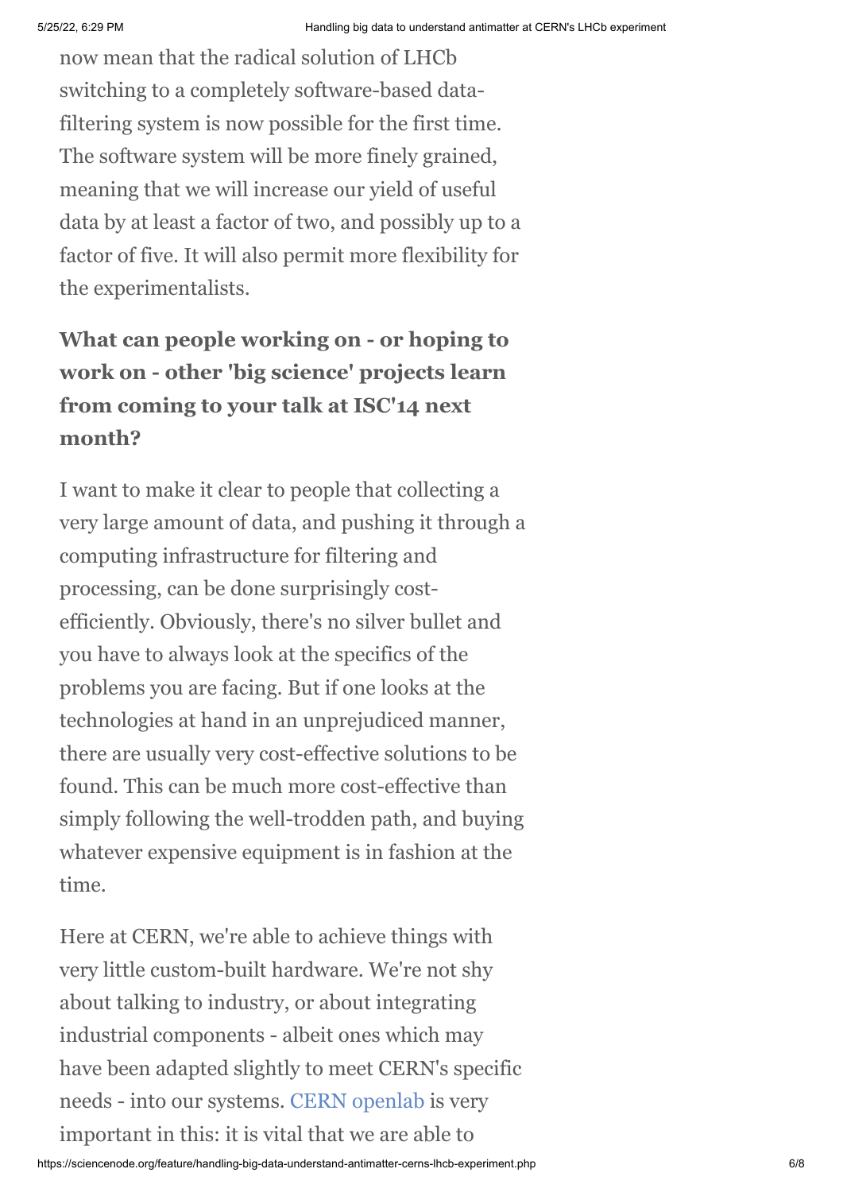now mean that the radical solution of LHCb switching to a completely software-based data-filtering system is now possible for the first time. The software system will be more finely grained, meaning that we will increase our yield of useful data by at least a factor of two, and possibly up to a factor of five. It will also permit more flexibility for the experimentalists.

**What can people working on - or hoping to work on - other 'big science' projects learn from coming to your talk at ISC'14 next month?**

I want to make it clear to people that collecting a very large amount of data, and pushing it through a computing infrastructure for filtering and processing, can be done surprisingly cost-efficiently. Obviously, there's no silver bullet and you have to always look at the specifics of the problems you are facing. But if one looks at the technologies at hand in an unprejudiced manner, there are usually very cost-effective solutions to be found. This can be much more cost-effective than simply following the well-trodden path, and buying whatever expensive equipment is in fashion at the time.

Here at CERN, we're able to achieve things with very little custom-built hardware. We're not shy about talking to industry, or about integrating industrial components - albeit ones which may have been adapted slightly to meet CERN's specific needs - into our systems. CERN openlab is very important in this: it is vital that we are able to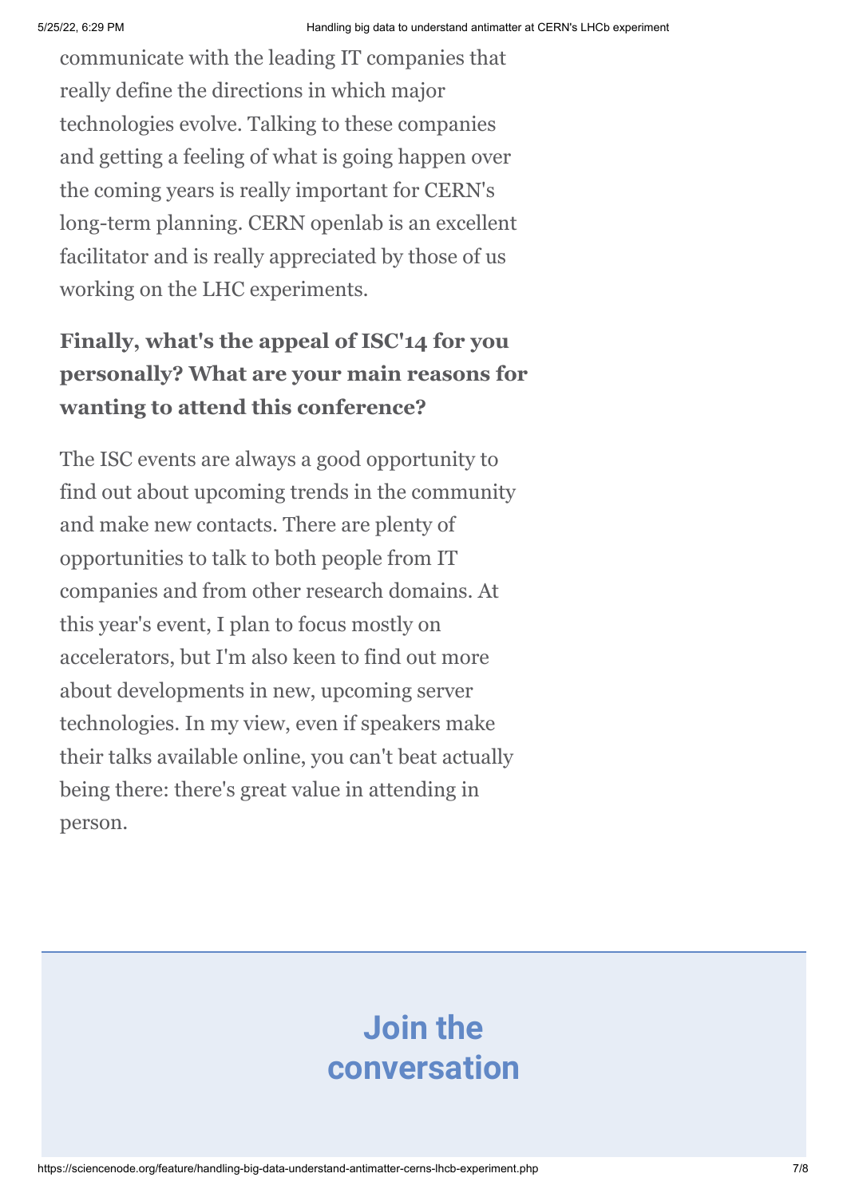communicate with the leading IT companies that really define the directions in which major technologies evolve. Talking to these companies and getting a feeling of what is going happen over the coming years is really important for CERN's long-term planning. CERN openlab is an excellent facilitator and is really appreciated by those of us working on the LHC experiments.

**Finally, what's the appeal of ISC'14 for you personally? What are your main reasons for wanting to attend this conference?**

The ISC events are always a good opportunity to find out about upcoming trends in the community and make new contacts. There are plenty of opportunities to talk to both people from IT companies and from other research domains. At this year's event, I plan to focus mostly on accelerators, but I'm also keen to find out more about developments in new, upcoming server technologies. In my view, even if speakers make their talks available online, you can't beat actually being there: there's great value in attending in person.

## Join the conversation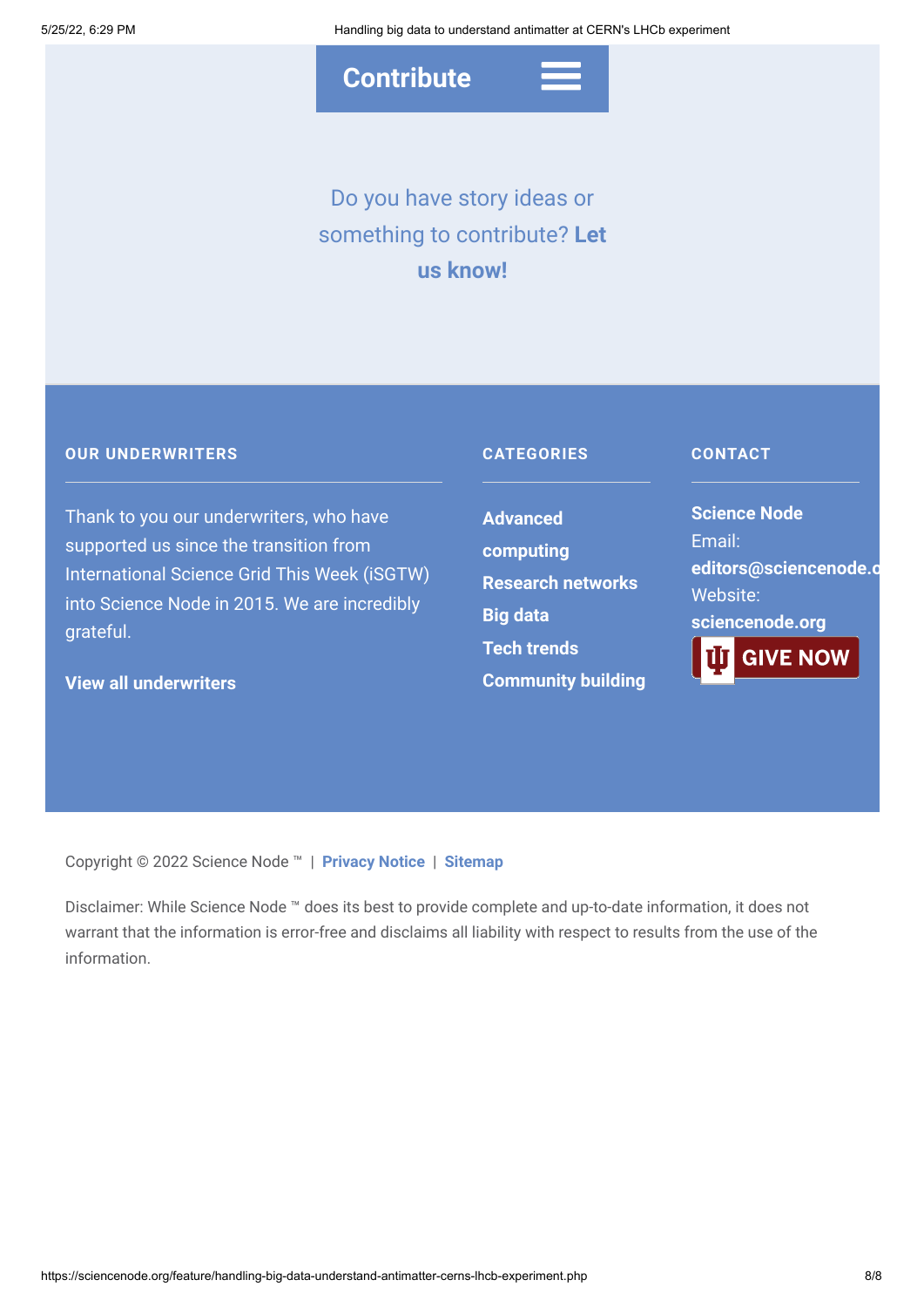**Contribute**

Do you have story ideas or something to contribute? **Let us know!**

### OUR UNDERWRITERS

Thank to you our underwriters, who have supported us since the transition from International Science Grid This Week (iSGTW) into Science Node in 2015. We are incredibly grateful.

**View all underwriters**

### CATEGORIES

- **Advanced computing**
- **Research networks**
- **Big data**
- **Tech trends**
- **Community building**

### CONTACT

**Science Node**
Email:
**editors@sciencenode.o**
Website:
**sciencenode.org**

**GIVE NOW**

Copyright © 2022 Science Node ™ | **Privacy Notice** | **Sitemap**

Disclaimer: While Science Node ™ does its best to provide complete and up-to-date information, it does not warrant that the information is error-free and disclaims all liability with respect to results from the use of the information.